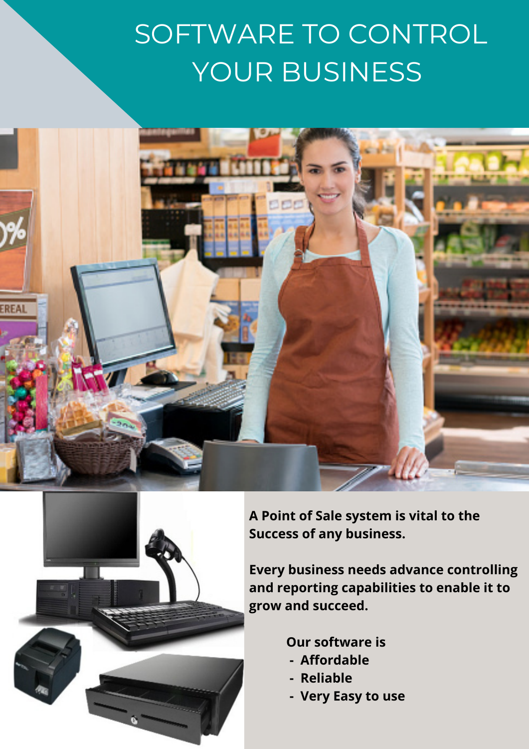# SOFTWARE TO CONTROL YOUR BUSINESS

**A Point of Sale system is vital to the Success of any business.**

**Every business needs advance controlling and reporting capabilities to enable it to grow and succeed.**

**Our software is**

- **Affordable**
- **Reliable**
- **Very Easy to use**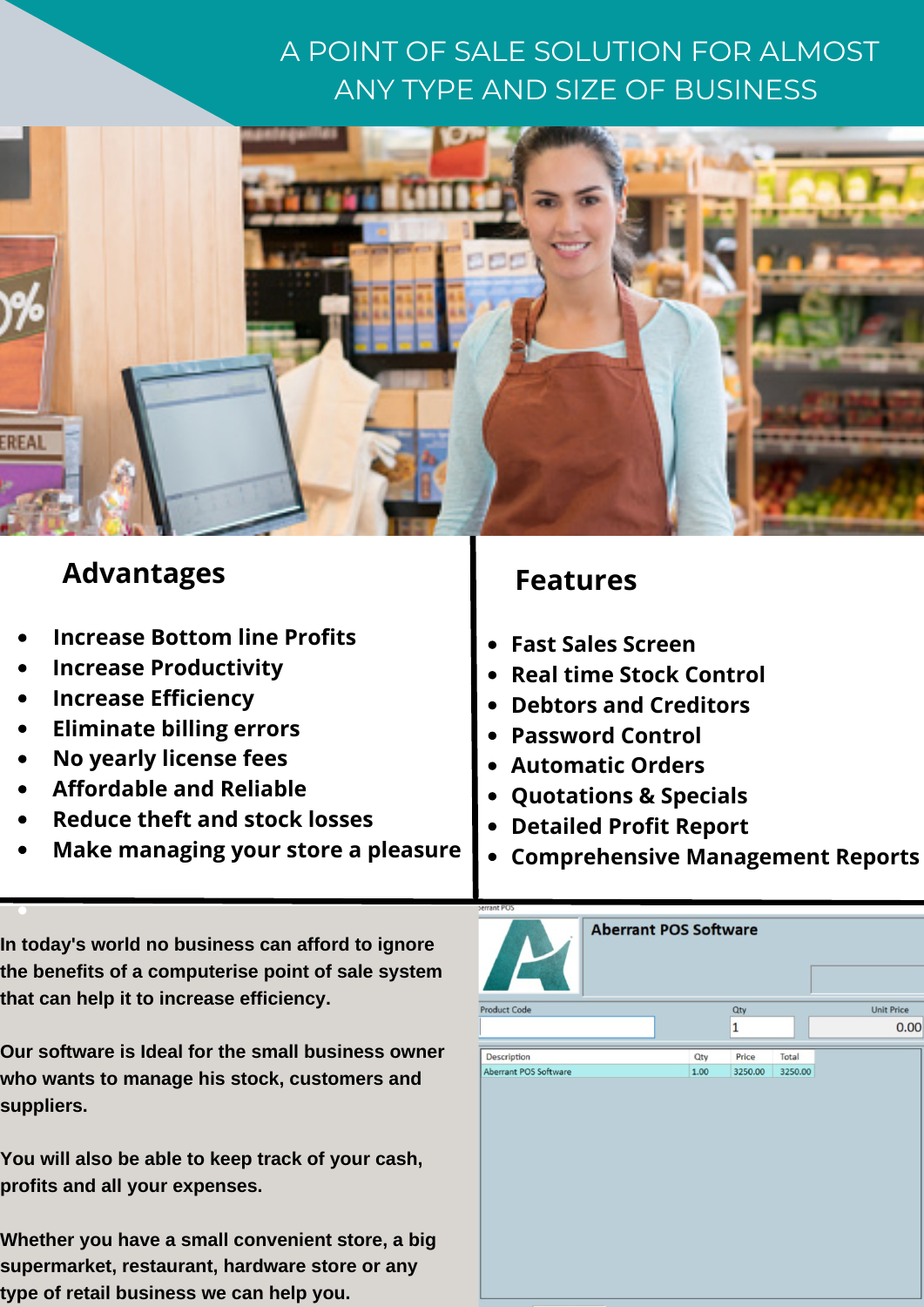A POINT OF SALE SOLUTION FOR ALMOST ANY TYPE AND SIZE OF BUSINESS

## Advantages

- Increase Bottom line Profits
- Increase Productivity
- Increase Efficiency
- Eliminate billing errors
- No yearly license fees
- Affordable and Reliable
- Reduce theft and stock losses
- Make managing your store a pleasure

## Features

- Fast Sales Screen
- Real time Stock Control
- Debtors and Creditors
- Password Control
- Automatic Orders
- Quotations & Specials
- Detailed Profit Report
- Comprehensive Management Reports

In today's world no business can afford to ignore the benefits of a computerise point of sale system that can help it to increase efficiency.

Our software is Ideal for the small business owner who wants to manage his stock, customers and suppliers.

You will also be able to keep track of your cash, profits and all your expenses.

Whether you have a small convenient store, a big supermarket, restaurant, hardware store or any type of retail business we can help you.

Aberrant POS Software

Product Code

Qty
1

Unit Price
0.00

| Description | Qty | Price | Total |
|---|---|---|---|
| Aberrant POS Software | 1.00 | 3250.00 | 3250.00 |